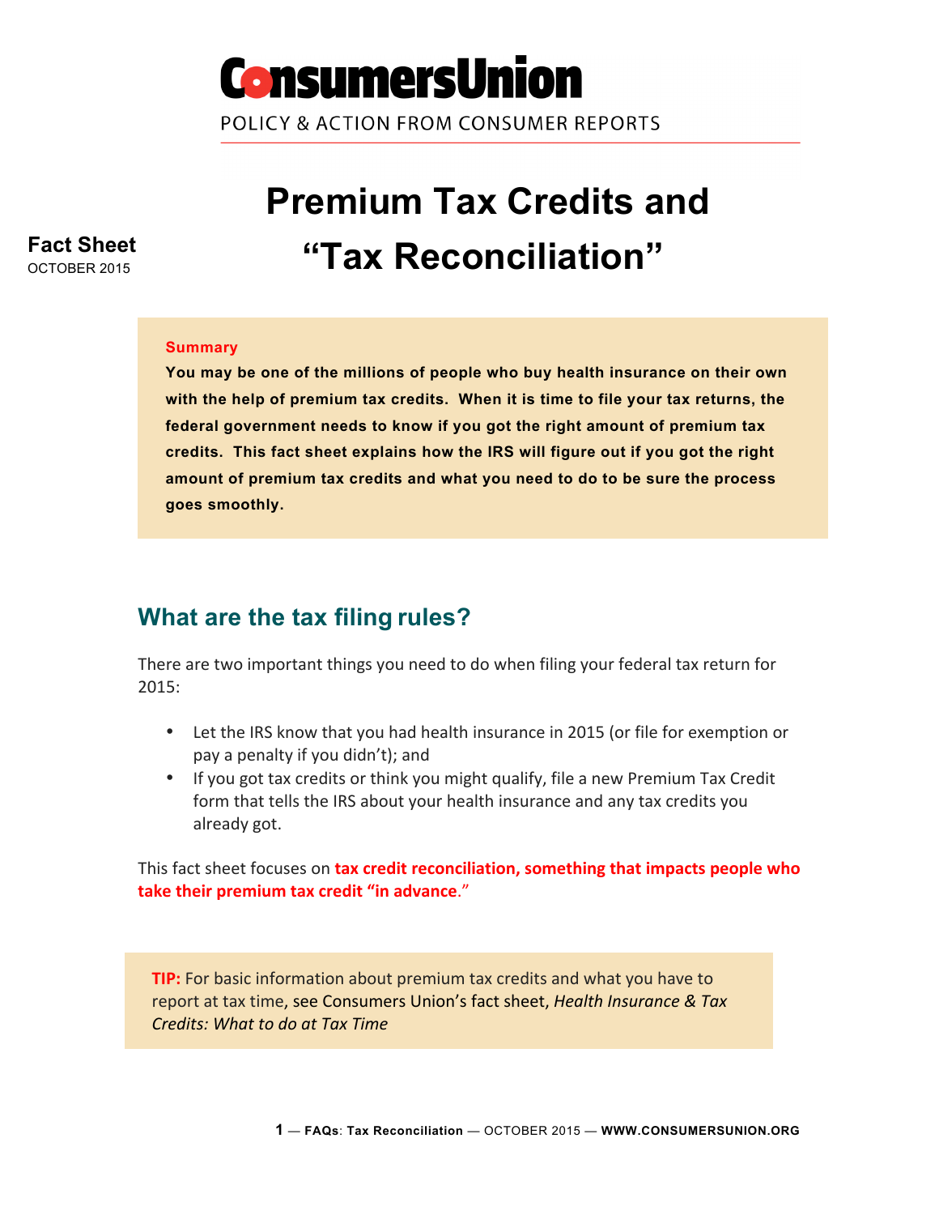**ConsumersUnion**

POLICY & ACTION FROM CONSUMER REPORTS

**Fact Sheet**
OCTOBER 2015

# Premium Tax Credits and "Tax Reconciliation"

**Summary**

**You may be one of the millions of people who buy health insurance on their own with the help of premium tax credits. When it is time to file your tax returns, the federal government needs to know if you got the right amount of premium tax credits. This fact sheet explains how the IRS will figure out if you got the right amount of premium tax credits and what you need to do to be sure the process goes smoothly.**

## What are the tax filing rules?

There are two important things you need to do when filing your federal tax return for 2015:

- Let the IRS know that you had health insurance in 2015 (or file for exemption or pay a penalty if you didn't); and
- If you got tax credits or think you might qualify, file a new Premium Tax Credit form that tells the IRS about your health insurance and any tax credits you already got.

This fact sheet focuses on **tax credit reconciliation, something that impacts people who take their premium tax credit "in advance**."

**TIP:** For basic information about premium tax credits and what you have to report at tax time, see Consumers Union's fact sheet, *Health Insurance & Tax Credits: What to do at Tax Time*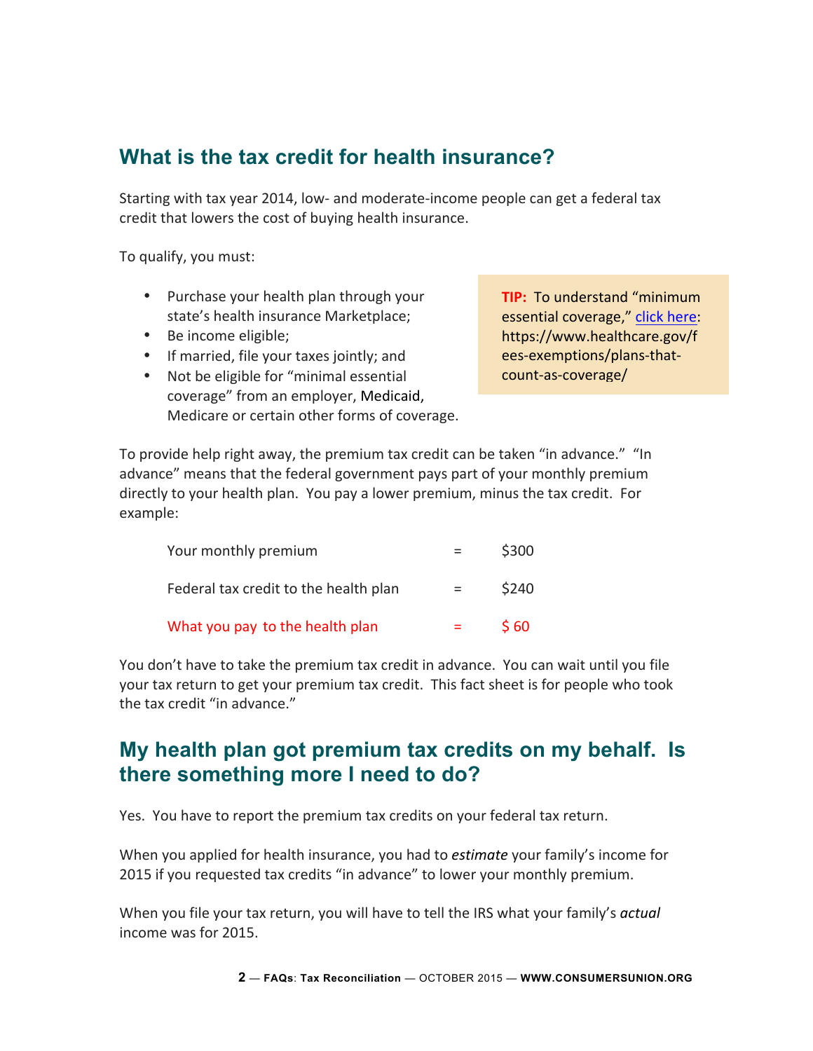## What is the tax credit for health insurance?

Starting with tax year 2014, low- and moderate-income people can get a federal tax credit that lowers the cost of buying health insurance.

To qualify, you must:

- Purchase your health plan through your state's health insurance Marketplace;
- Be income eligible;
- If married, file your taxes jointly; and
- Not be eligible for "minimal essential coverage" from an employer, Medicaid, Medicare or certain other forms of coverage.

> **TIP:** To understand "minimum essential coverage," [click here](https://www.healthcare.gov/fees-exemptions/plans-that-count-as-coverage/): https://www.healthcare.gov/fees-exemptions/plans-that-count-as-coverage/

To provide help right away, the premium tax credit can be taken "in advance." "In advance" means that the federal government pays part of your monthly premium directly to your health plan. You pay a lower premium, minus the tax credit. For example:

| | | |
|---|---|---|
| Your monthly premium | = | $300 |
| Federal tax credit to the health plan | = | $240 |
| What you pay to the health plan | = | $ 60 |

You don't have to take the premium tax credit in advance. You can wait until you file your tax return to get your premium tax credit. This fact sheet is for people who took the tax credit "in advance."

## My health plan got premium tax credits on my behalf. Is there something more I need to do?

Yes. You have to report the premium tax credits on your federal tax return.

When you applied for health insurance, you had to *estimate* your family's income for 2015 if you requested tax credits "in advance" to lower your monthly premium.

When you file your tax return, you will have to tell the IRS what your family's *actual* income was for 2015.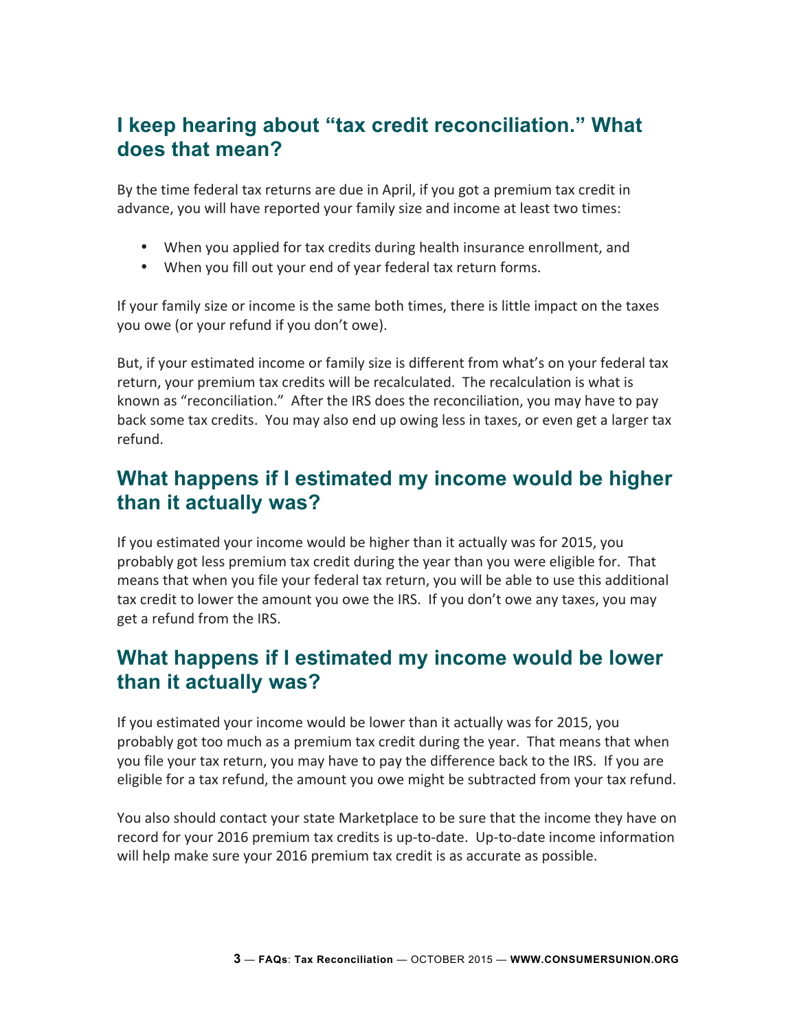## I keep hearing about "tax credit reconciliation." What does that mean?

By the time federal tax returns are due in April, if you got a premium tax credit in advance, you will have reported your family size and income at least two times:

- When you applied for tax credits during health insurance enrollment, and
- When you fill out your end of year federal tax return forms.

If your family size or income is the same both times, there is little impact on the taxes you owe (or your refund if you don't owe).

But, if your estimated income or family size is different from what's on your federal tax return, your premium tax credits will be recalculated. The recalculation is what is known as "reconciliation." After the IRS does the reconciliation, you may have to pay back some tax credits. You may also end up owing less in taxes, or even get a larger tax refund.

## What happens if I estimated my income would be higher than it actually was?

If you estimated your income would be higher than it actually was for 2015, you probably got less premium tax credit during the year than you were eligible for. That means that when you file your federal tax return, you will be able to use this additional tax credit to lower the amount you owe the IRS. If you don't owe any taxes, you may get a refund from the IRS.

## What happens if I estimated my income would be lower than it actually was?

If you estimated your income would be lower than it actually was for 2015, you probably got too much as a premium tax credit during the year. That means that when you file your tax return, you may have to pay the difference back to the IRS. If you are eligible for a tax refund, the amount you owe might be subtracted from your tax refund.

You also should contact your state Marketplace to be sure that the income they have on record for your 2016 premium tax credits is up-to-date. Up-to-date income information will help make sure your 2016 premium tax credit is as accurate as possible.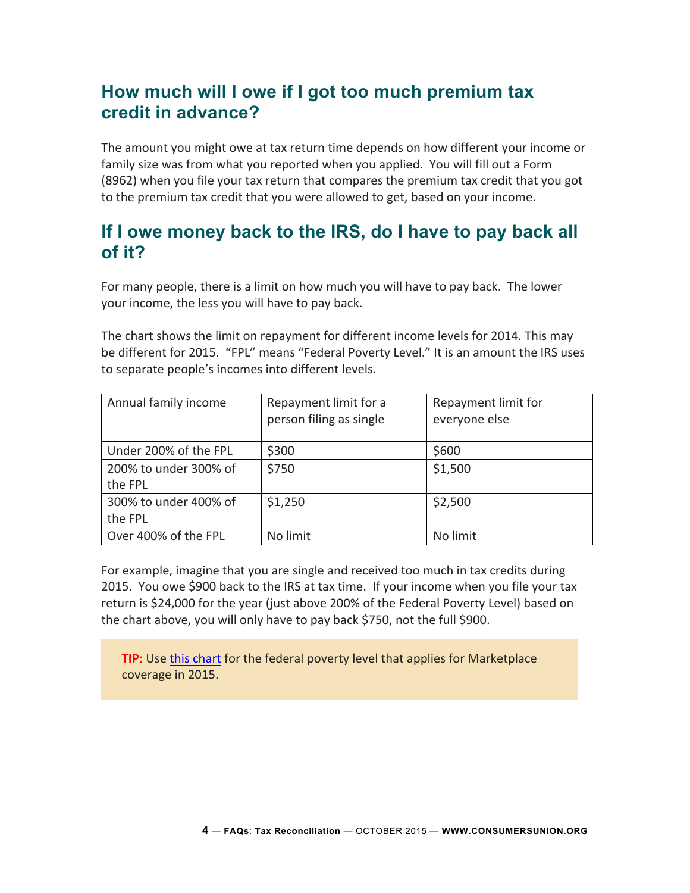## How much will I owe if I got too much premium tax credit in advance?

The amount you might owe at tax return time depends on how different your income or family size was from what you reported when you applied. You will fill out a Form (8962) when you file your tax return that compares the premium tax credit that you got to the premium tax credit that you were allowed to get, based on your income.

## If I owe money back to the IRS, do I have to pay back all of it?

For many people, there is a limit on how much you will have to pay back. The lower your income, the less you will have to pay back.

The chart shows the limit on repayment for different income levels for 2014. This may be different for 2015. "FPL" means "Federal Poverty Level." It is an amount the IRS uses to separate people's incomes into different levels.

| Annual family income | Repayment limit for a person filing as single | Repayment limit for everyone else |
| --- | --- | --- |
| Under 200% of the FPL | $300 | $600 |
| 200% to under 300% of the FPL | $750 | $1,500 |
| 300% to under 400% of the FPL | $1,250 | $2,500 |
| Over 400% of the FPL | No limit | No limit |

For example, imagine that you are single and received too much in tax credits during 2015. You owe $900 back to the IRS at tax time. If your income when you file your tax return is $24,000 for the year (just above 200% of the Federal Poverty Level) based on the chart above, you will only have to pay back $750, not the full $900.

**TIP:** Use this chart for the federal poverty level that applies for Marketplace coverage in 2015.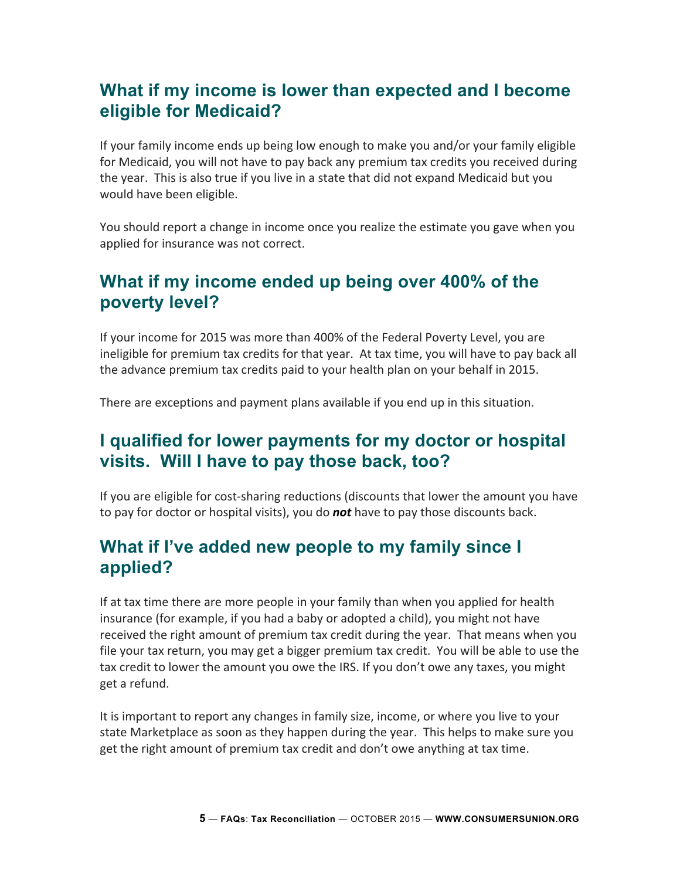## What if my income is lower than expected and I become eligible for Medicaid?

If your family income ends up being low enough to make you and/or your family eligible for Medicaid, you will not have to pay back any premium tax credits you received during the year. This is also true if you live in a state that did not expand Medicaid but you would have been eligible.

You should report a change in income once you realize the estimate you gave when you applied for insurance was not correct.

## What if my income ended up being over 400% of the poverty level?

If your income for 2015 was more than 400% of the Federal Poverty Level, you are ineligible for premium tax credits for that year. At tax time, you will have to pay back all the advance premium tax credits paid to your health plan on your behalf in 2015.

There are exceptions and payment plans available if you end up in this situation.

## I qualified for lower payments for my doctor or hospital visits. Will I have to pay those back, too?

If you are eligible for cost-sharing reductions (discounts that lower the amount you have to pay for doctor or hospital visits), you do ***not*** have to pay those discounts back.

## What if I've added new people to my family since I applied?

If at tax time there are more people in your family than when you applied for health insurance (for example, if you had a baby or adopted a child), you might not have received the right amount of premium tax credit during the year. That means when you file your tax return, you may get a bigger premium tax credit. You will be able to use the tax credit to lower the amount you owe the IRS. If you don't owe any taxes, you might get a refund.

It is important to report any changes in family size, income, or where you live to your state Marketplace as soon as they happen during the year. This helps to make sure you get the right amount of premium tax credit and don't owe anything at tax time.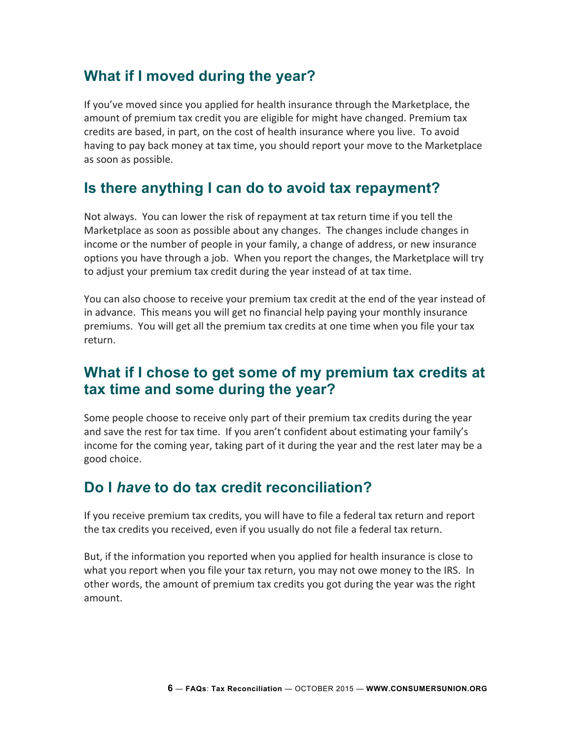## What if I moved during the year?

If you've moved since you applied for health insurance through the Marketplace, the amount of premium tax credit you are eligible for might have changed. Premium tax credits are based, in part, on the cost of health insurance where you live. To avoid having to pay back money at tax time, you should report your move to the Marketplace as soon as possible.

## Is there anything I can do to avoid tax repayment?

Not always. You can lower the risk of repayment at tax return time if you tell the Marketplace as soon as possible about any changes. The changes include changes in income or the number of people in your family, a change of address, or new insurance options you have through a job. When you report the changes, the Marketplace will try to adjust your premium tax credit during the year instead of at tax time.

You can also choose to receive your premium tax credit at the end of the year instead of in advance. This means you will get no financial help paying your monthly insurance premiums. You will get all the premium tax credits at one time when you file your tax return.

## What if I chose to get some of my premium tax credits at tax time and some during the year?

Some people choose to receive only part of their premium tax credits during the year and save the rest for tax time. If you aren't confident about estimating your family's income for the coming year, taking part of it during the year and the rest later may be a good choice.

## Do I *have* to do tax credit reconciliation?

If you receive premium tax credits, you will have to file a federal tax return and report the tax credits you received, even if you usually do not file a federal tax return.

But, if the information you reported when you applied for health insurance is close to what you report when you file your tax return, you may not owe money to the IRS. In other words, the amount of premium tax credits you got during the year was the right amount.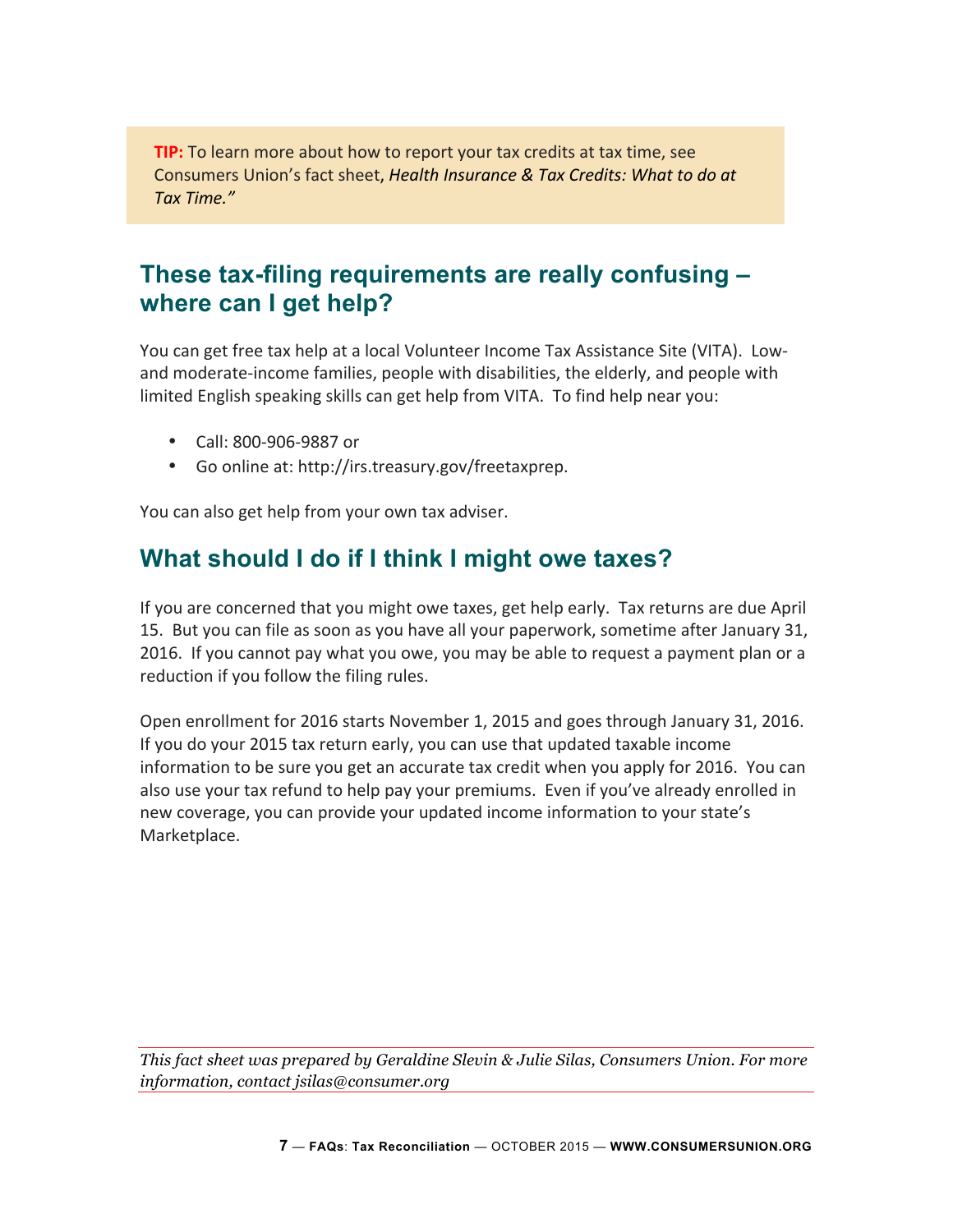**TIP:** To learn more about how to report your tax credits at tax time, see Consumers Union's fact sheet, *Health Insurance & Tax Credits: What to do at Tax Time."*

## These tax-filing requirements are really confusing – where can I get help?

You can get free tax help at a local Volunteer Income Tax Assistance Site (VITA). Low- and moderate-income families, people with disabilities, the elderly, and people with limited English speaking skills can get help from VITA. To find help near you:

- Call: 800-906-9887 or
- Go online at: http://irs.treasury.gov/freetaxprep.

You can also get help from your own tax adviser.

## What should I do if I think I might owe taxes?

If you are concerned that you might owe taxes, get help early. Tax returns are due April 15. But you can file as soon as you have all your paperwork, sometime after January 31, 2016. If you cannot pay what you owe, you may be able to request a payment plan or a reduction if you follow the filing rules.

Open enrollment for 2016 starts November 1, 2015 and goes through January 31, 2016. If you do your 2015 tax return early, you can use that updated taxable income information to be sure you get an accurate tax credit when you apply for 2016. You can also use your tax refund to help pay your premiums. Even if you've already enrolled in new coverage, you can provide your updated income information to your state's Marketplace.

*This fact sheet was prepared by Geraldine Slevin & Julie Silas, Consumers Union. For more information, contact jsilas@consumer.org*